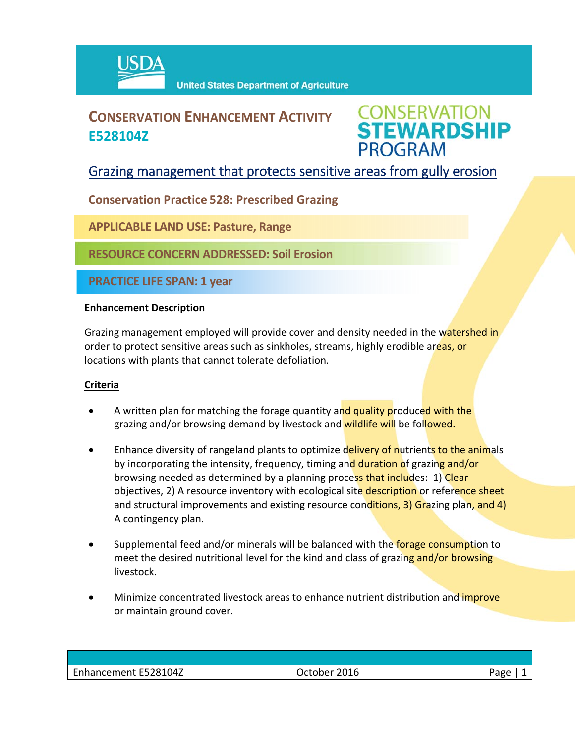USDA United States Department of Agriculture

# CONSERVATION ENHANCEMENT ACTIVITY E528104Z

CONSERVATION STEWARDSHIP PROGRAM

## Grazing management that protects sensitive areas from gully erosion

**Conservation Practice 528: Prescribed Grazing**

**APPLICABLE LAND USE: Pasture, Range**

**RESOURCE CONCERN ADDRESSED: Soil Erosion**

**PRACTICE LIFE SPAN: 1 year**

### Enhancement Description

Grazing management employed will provide cover and density needed in the watershed in order to protect sensitive areas such as sinkholes, streams, highly erodible areas, or locations with plants that cannot tolerate defoliation.

### Criteria

- A written plan for matching the forage quantity and quality produced with the grazing and/or browsing demand by livestock and wildlife will be followed.
- Enhance diversity of rangeland plants to optimize delivery of nutrients to the animals by incorporating the intensity, frequency, timing and duration of grazing and/or browsing needed as determined by a planning process that includes: 1) Clear objectives, 2) A resource inventory with ecological site description or reference sheet and structural improvements and existing resource conditions, 3) Grazing plan, and 4) A contingency plan.
- Supplemental feed and/or minerals will be balanced with the forage consumption to meet the desired nutritional level for the kind and class of grazing and/or browsing livestock.
- Minimize concentrated livestock areas to enhance nutrient distribution and improve or maintain ground cover.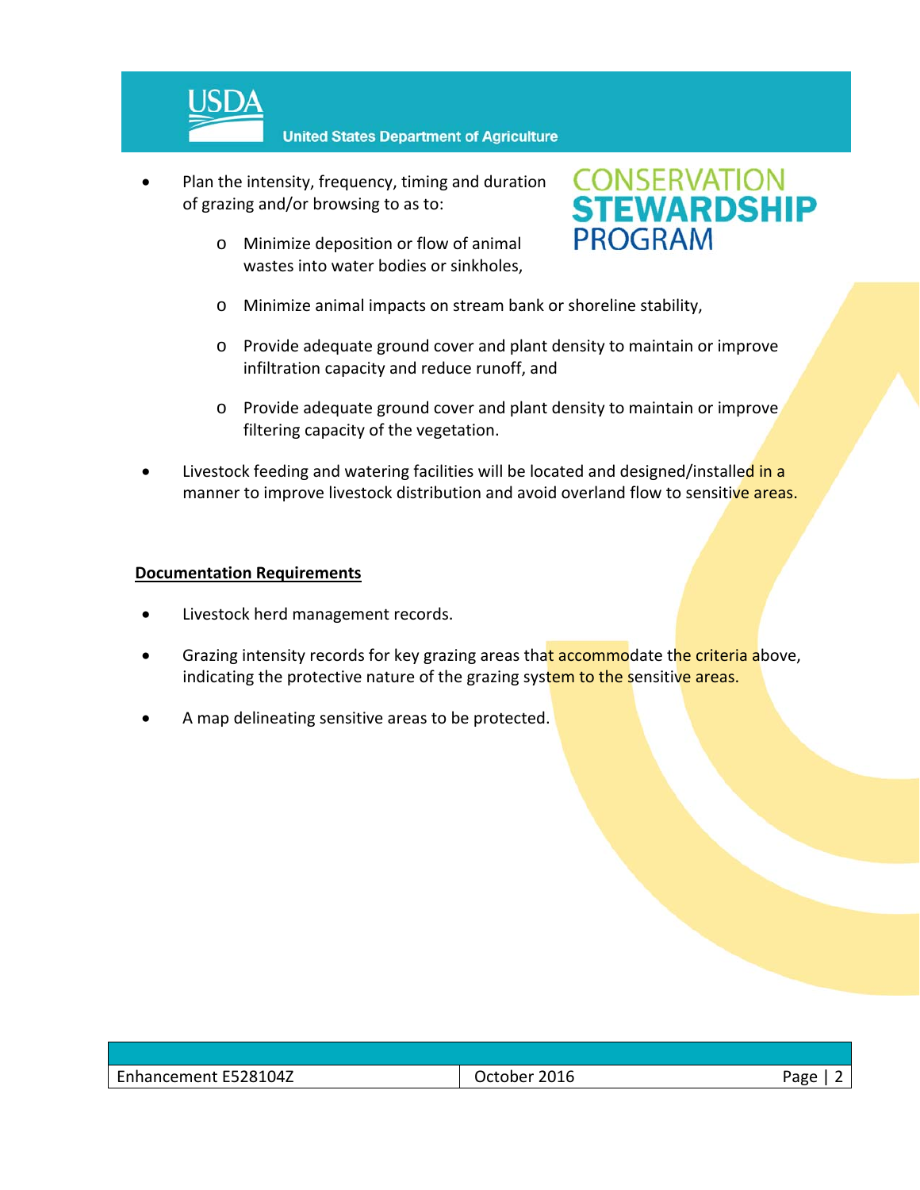- Plan the intensity, frequency, timing and duration of grazing and/or browsing to as to:
  - Minimize deposition or flow of animal wastes into water bodies or sinkholes,
  - Minimize animal impacts on stream bank or shoreline stability,
  - Provide adequate ground cover and plant density to maintain or improve infiltration capacity and reduce runoff, and
  - Provide adequate ground cover and plant density to maintain or improve filtering capacity of the vegetation.
- Livestock feeding and watering facilities will be located and designed/installed in a manner to improve livestock distribution and avoid overland flow to sensitive areas.

**Documentation Requirements**

- Livestock herd management records.
- Grazing intensity records for key grazing areas that accommodate the criteria above, indicating the protective nature of the grazing system to the sensitive areas.
- A map delineating sensitive areas to be protected.